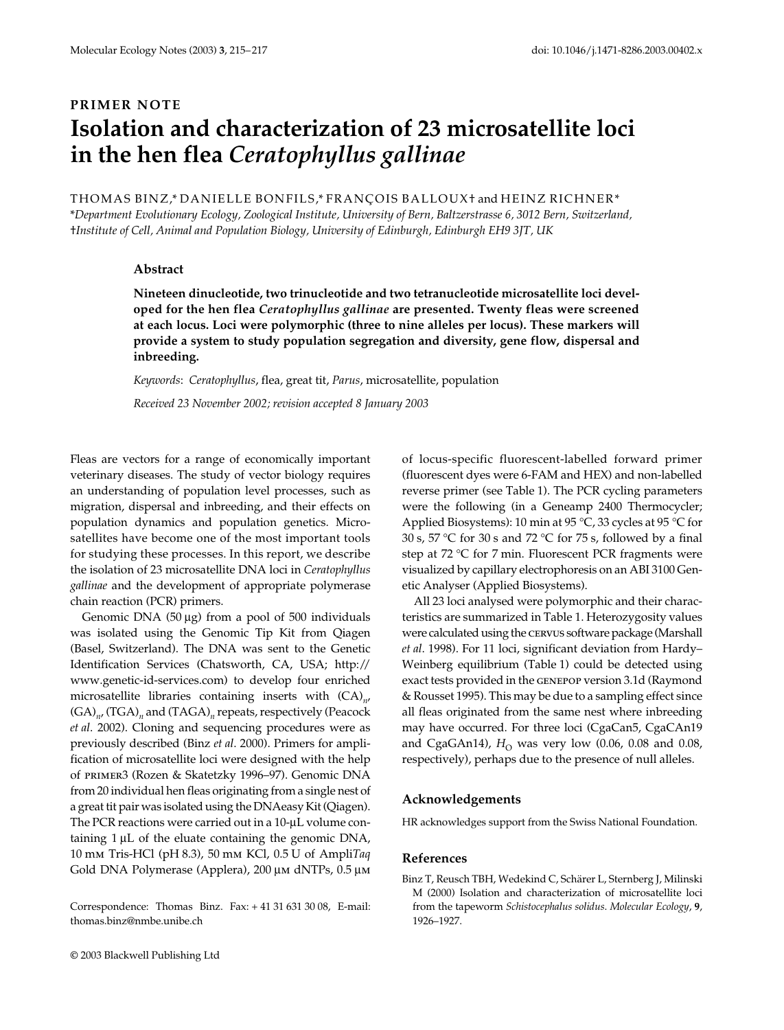PRIMER NOTE

# Isolation and characterization of 23 microsatellite loci in the hen flea *Ceratophyllus gallinae*

THOMAS BINZ,* DANIELLE BONFILS,* FRANÇOIS BALLOUX† and HEINZ RICHNER*

*Department Evolutionary Ecology, Zoological Institute, University of Bern, Baltzerstrasse 6, 3012 Bern, Switzerland, †Institute of Cell, Animal and Population Biology, University of Edinburgh, Edinburgh EH9 3JT, UK

## Abstract

**Nineteen dinucleotide, two trinucleotide and two tetranucleotide microsatellite loci developed for the hen flea *Ceratophyllus gallinae* are presented. Twenty fleas were screened at each locus. Loci were polymorphic (three to nine alleles per locus). These markers will provide a system to study population segregation and diversity, gene flow, dispersal and inbreeding.**

*Keywords*: *Ceratophyllus*, flea, great tit, *Parus*, microsatellite, population

*Received 23 November 2002; revision accepted 8 January 2003*

Fleas are vectors for a range of economically important veterinary diseases. The study of vector biology requires an understanding of population level processes, such as migration, dispersal and inbreeding, and their effects on population dynamics and population genetics. Microsatellites have become one of the most important tools for studying these processes. In this report, we describe the isolation of 23 microsatellite DNA loci in *Ceratophyllus gallinae* and the development of appropriate polymerase chain reaction (PCR) primers.

Genomic DNA (50 µg) from a pool of 500 individuals was isolated using the Genomic Tip Kit from Qiagen (Basel, Switzerland). The DNA was sent to the Genetic Identification Services (Chatsworth, CA, USA; http://www.genetic-id-services.com) to develop four enriched microsatellite libraries containing inserts with $(CA)_n$, $(GA)_n$, $(TGA)_n$ and $(TAGA)_n$ repeats, respectively (Peacock *et al*. 2002). Cloning and sequencing procedures were as previously described (Binz *et al*. 2000). Primers for amplification of microsatellite loci were designed with the help of PRIMER3 (Rozen & Skatetzky 1996–97). Genomic DNA from 20 individual hen fleas originating from a single nest of a great tit pair was isolated using the DNAeasy Kit (Qiagen). The PCR reactions were carried out in a 10-µL volume containing 1 µL of the eluate containing the genomic DNA, 10 mM Tris-HCl (pH 8.3), 50 mM KCl, 0.5 U of Ampli*Taq* Gold DNA Polymerase (Applera), 200 µM dNTPs, 0.5 µM of locus-specific fluorescent-labelled forward primer (fluorescent dyes were 6-FAM and HEX) and non-labelled reverse primer (see Table 1). The PCR cycling parameters were the following (in a Geneamp 2400 Thermocycler; Applied Biosystems): 10 min at 95 °C, 33 cycles at 95 °C for 30 s, 57 °C for 30 s and 72 °C for 75 s, followed by a final step at 72 °C for 7 min. Fluorescent PCR fragments were visualized by capillary electrophoresis on an ABI 3100 Genetic Analyser (Applied Biosystems).

All 23 loci analysed were polymorphic and their characteristics are summarized in Table 1. Heterozygosity values were calculated using the CERVUS software package (Marshall *et al*. 1998). For 11 loci, significant deviation from Hardy–Weinberg equilibrium (Table 1) could be detected using exact tests provided in the GENEPOP version 3.1d (Raymond & Rousset 1995). This may be due to a sampling effect since all fleas originated from the same nest where inbreeding may have occurred. For three loci (CgaCan5, CgaCAn19 and CgaGAn14), $H_O$ was very low (0.06, 0.08 and 0.08, respectively), perhaps due to the presence of null alleles.

## Acknowledgements

HR acknowledges support from the Swiss National Foundation.

## References

Binz T, Reusch TBH, Wedekind C, Schärer L, Sternberg J, Milinski M (2000) Isolation and characterization of microsatellite loci from the tapeworm *Schistocephalus solidus*. *Molecular Ecology*, **9**, 1926–1927.

Correspondence: Thomas Binz. Fax: + 41 31 631 30 08, E-mail: thomas.binz@nmbe.unibe.ch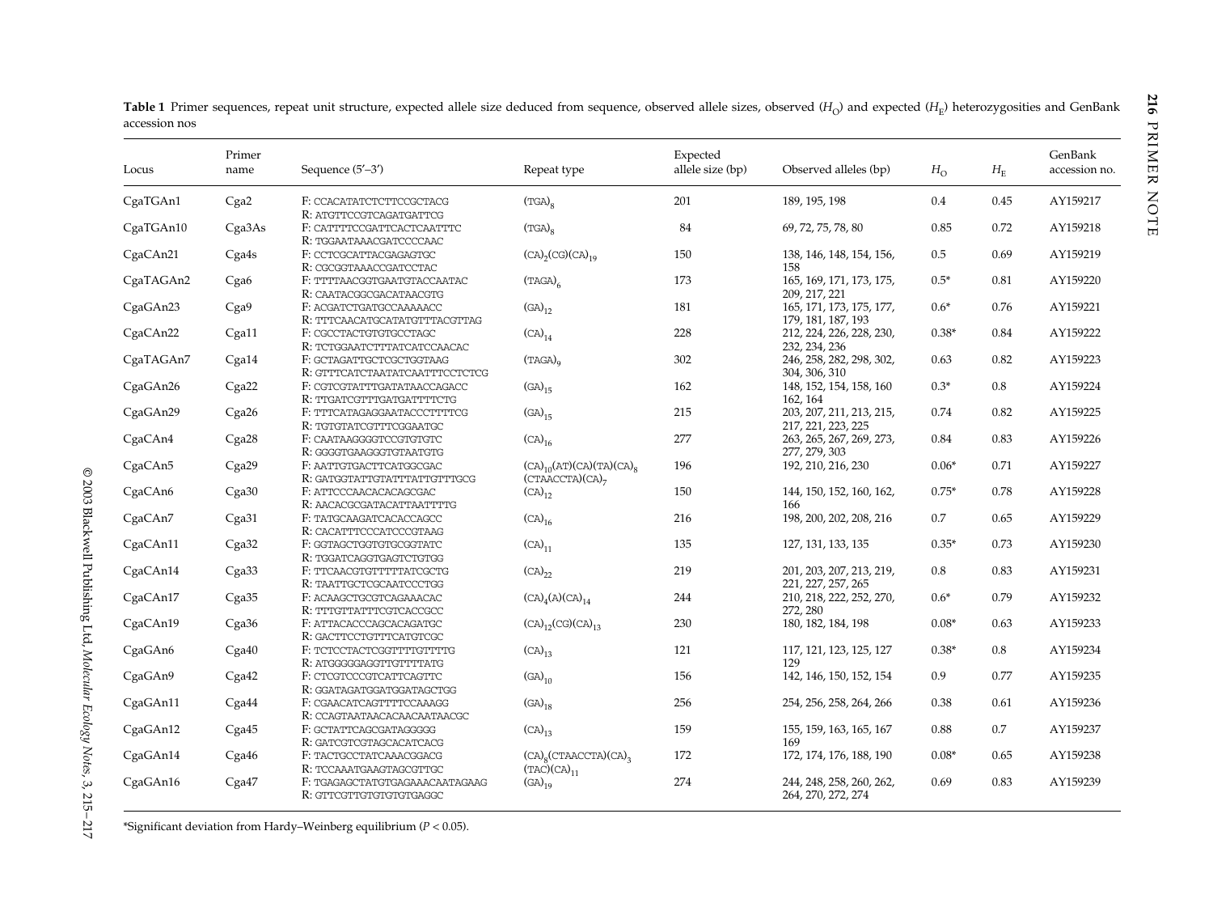**Table 1** Primer sequences, repeat unit structure, expected allele size deduced from sequence, observed allele sizes, observed ($H_O$) and expected ($H_E$) heterozygosities and GenBank accession nos

| Locus | Primer name | Sequence (5′–3′) | Repeat type | Expected allele size (bp) | Observed alleles (bp) | $H_O$ | $H_E$ | GenBank accession no. |
|---|---|---|---|---|---|---|---|---|
| CgaTGAn1 | Cga2 | F: CCACATATCTCTTCCGCTACG<br>R: ATGTTCCGTCAGATGATTCG | $(TGA)_8$ | 201 | 189, 195, 198 | 0.4 | 0.45 | AY159217 |
| CgaTGAn10 | Cga3As | F: CATTTTCCGATTCACTCAATTTC<br>R: TGGAATAAACGATCCCCAAC | $(TGA)_8$ | 84 | 69, 72, 75, 78, 80 | 0.85 | 0.72 | AY159218 |
| CgaCAn21 | Cga4s | F: CCTCGCATTACGAGAGTGC<br>R: CGCGGTAAACCGATCCTAC | $(CA)_2(CG)(CA)_{19}$ | 150 | 138, 146, 148, 154, 156, 158 | 0.5 | 0.69 | AY159219 |
| CgaTAGAn2 | Cga6 | F: TTTTAACGGTGAATGTACCAATAC<br>R: CAATACGGCGACATAACGTG | $(TAGA)_6$ | 173 | 165, 169, 171, 173, 175, 209, 217, 221 | 0.5* | 0.81 | AY159220 |
| CgaGAn23 | Cga9 | F: ACGATCTGATGCCAAAAACC<br>R: TTTCAACATGCATATGTTTACGTTAG | $(GA)_{12}$ | 181 | 165, 171, 173, 175, 177, 179, 181, 187, 193 | 0.6* | 0.76 | AY159221 |
| CgaCAn22 | Cga11 | F: CGCCTACTGTGTGCCTAGC<br>R: TCTGGAATCTTTATCATCCAACAC | $(CA)_{14}$ | 228 | 212, 224, 226, 228, 230, 232, 234, 236 | 0.38* | 0.84 | AY159222 |
| CgaTAGAn7 | Cga14 | F: GCTAGATTGCTCGCTGGTAAG<br>R: GTTTCATCTAATATCAATTTCCTCTCG | $(TAGA)_9$ | 302 | 246, 258, 282, 298, 302, 304, 306, 310 | 0.63 | 0.82 | AY159223 |
| CgaGAn26 | Cga22 | F: CGTCGTATTTGATATAACCAGACC<br>R: TTGATCGTTTGATGATTTTCTG | $(GA)_{15}$ | 162 | 148, 152, 154, 158, 160 162, 164 | 0.3* | 0.8 | AY159224 |
| CgaGAn29 | Cga26 | F: TTTCATAGAGGAATACCCTTTTCG<br>R: TGTGTATCGTTTCGGAATGC | $(GA)_{15}$ | 215 | 203, 207, 211, 213, 215, 217, 221, 223, 225 | 0.74 | 0.82 | AY159225 |
| CgaCAn4 | Cga28 | F: CAATAAGGGGTCCGTGTGTC<br>R: GGGGTGAAGGGTGTAATGTG | $(CA)_{16}$ | 277 | 263, 265, 267, 269, 273, 277, 279, 303 | 0.84 | 0.83 | AY159226 |
| CgaCAn5 | Cga29 | F: AATTGTGACTTCATGGCGAC<br>R: GATGGTATTGTATTTATTGTTTGCG | $(CA)_{10}(AT)(CA)(TA)(CA)_8$ $(CTAACCTA)(CA)_7$ | 196 | 192, 210, 216, 230 | 0.06* | 0.71 | AY159227 |
| CgaCAn6 | Cga30 | F: ATTCCCAACACACAGCGAC<br>R: AACACGCGATACATTAATTTTG | $(CA)_{12}$ | 150 | 144, 150, 152, 160, 162, 166 | 0.75* | 0.78 | AY159228 |
| CgaCAn7 | Cga31 | F: TATGCAAGATCACACCAGCC<br>R: CACATTTCCCATCCCGTAAG | $(CA)_{16}$ | 216 | 198, 200, 202, 208, 216 | 0.7 | 0.65 | AY159229 |
| CgaCAn11 | Cga32 | F: GGTAGCTGGTGTGCGGTATC<br>R: TGGATCAGGTGAGTCTGTGG | $(CA)_{11}$ | 135 | 127, 131, 133, 135 | 0.35* | 0.73 | AY159230 |
| CgaCAn14 | Cga33 | F: TTCAACGTGTTTTTATCGCTG<br>R: TAATTGCTCGCAATCCCTGG | $(CA)_{22}$ | 219 | 201, 203, 207, 213, 219, 221, 227, 257, 265 | 0.8 | 0.83 | AY159231 |
| CgaCAn17 | Cga35 | F: ACAAGCTGCGTCAGAAACAC<br>R: TTTGTTATTTCGTCACCGCC | $(CA)_4(A)(CA)_{14}$ | 244 | 210, 218, 222, 252, 270, 272, 280 | 0.6* | 0.79 | AY159232 |
| CgaCAn19 | Cga36 | F: ATTACACCCAGCACAGATGC<br>R: GACTTCCTGTTTCATGTCGC | $(CA)_{12}(CG)(CA)_{13}$ | 230 | 180, 182, 184, 198 | 0.08* | 0.63 | AY159233 |
| CgaGAn6 | Cga40 | F: TCTCCTACTCGGTTTTGTTTTG<br>R: ATGGGGGAGGTTGTTTTATG | $(CA)_{13}$ | 121 | 117, 121, 123, 125, 127 129 | 0.38* | 0.8 | AY159234 |
| CgaGAn9 | Cga42 | F: CTCGTCCCGTCATTCAGTTC<br>R: GGATAGATGGATGGATAGCTGG | $(GA)_{10}$ | 156 | 142, 146, 150, 152, 154 | 0.9 | 0.77 | AY159235 |
| CgaGAn11 | Cga44 | F: CGAACATCAGTTTTCCAAAGG<br>R: CCAGTAATAACACAACAATAACGC | $(GA)_{18}$ | 256 | 254, 256, 258, 264, 266 | 0.38 | 0.61 | AY159236 |
| CgaGAn12 | Cga45 | F: GCTATTCAGCGATAGGGGG<br>R: GATCGTCGTAGCACATCACG | $(CA)_{13}$ | 159 | 155, 159, 163, 165, 167 169 | 0.88 | 0.7 | AY159237 |
| CgaGAn14 | Cga46 | F: TACTGCCTATCAAACGGACG<br>R: TCCAAATGAAGTAGCGTTGC | $(CA)_8(CTAACCTA)(CA)_3$ $(TAC)(CA)_{11}$ | 172 | 172, 174, 176, 188, 190 | 0.08* | 0.65 | AY159238 |
| CgaGAn16 | Cga47 | F: TGAGAGCTATGTGAGAAACAATAGAAG<br>R: GTTCGTTGTGTGTGTGAGGC | $(GA)_{19}$ | 274 | 244, 248, 258, 260, 262, 264, 270, 272, 274 | 0.69 | 0.83 | AY159239 |

*Significant deviation from Hardy–Weinberg equilibrium ($P < 0.05$).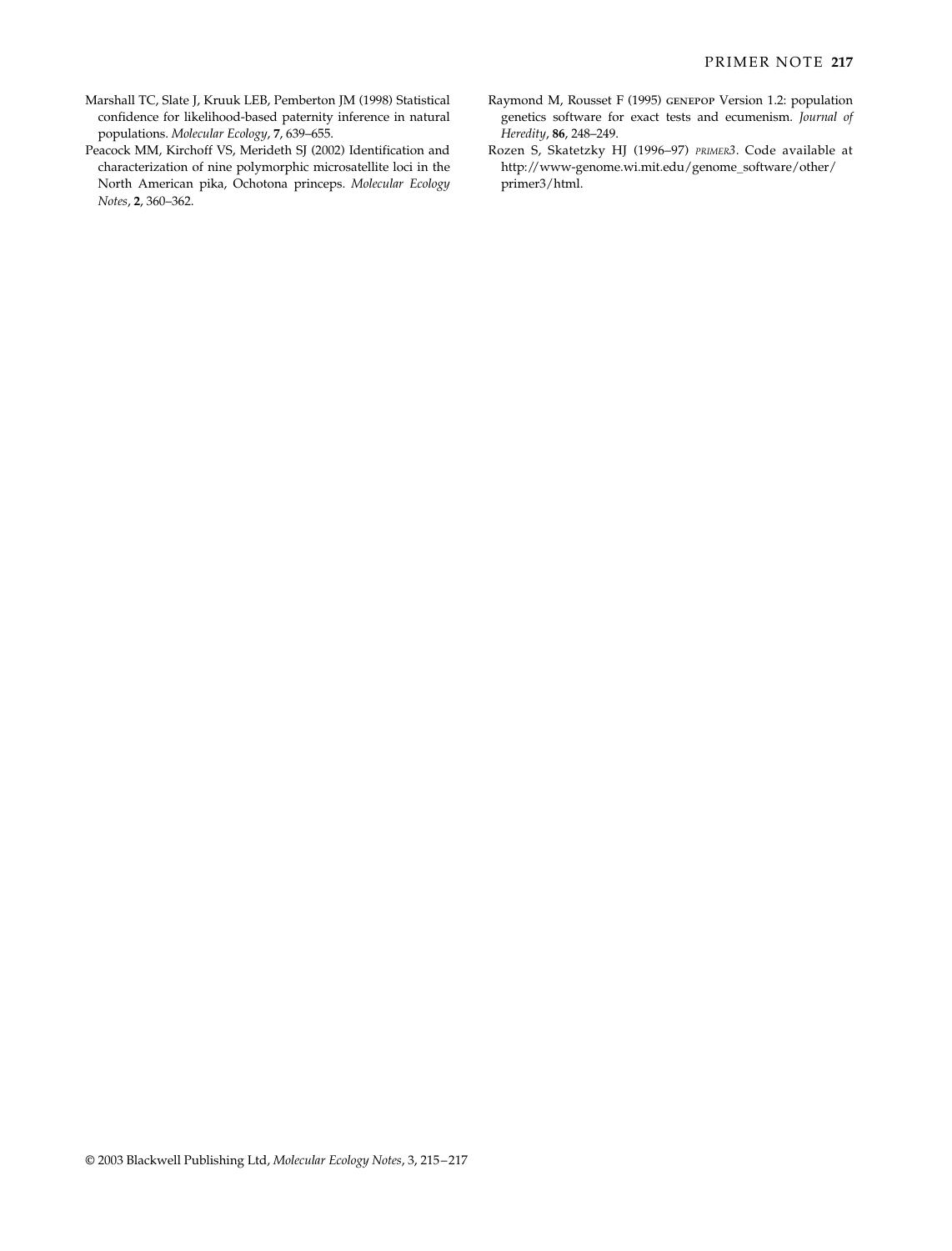Marshall TC, Slate J, Kruuk LEB, Pemberton JM (1998) Statistical confidence for likelihood-based paternity inference in natural populations. *Molecular Ecology*, **7**, 639–655.

Peacock MM, Kirchoff VS, Merideth SJ (2002) Identification and characterization of nine polymorphic microsatellite loci in the North American pika, Ochotona princeps. *Molecular Ecology Notes*, **2**, 360–362.

Raymond M, Rousset F (1995) GENEPOP Version 1.2: population genetics software for exact tests and ecumenism. *Journal of Heredity*, **86**, 248–249.

Rozen S, Skatetzky HJ (1996–97) *PRIMER3*. Code available at http://www-genome.wi.mit.edu/genome_software/other/primer3/html.